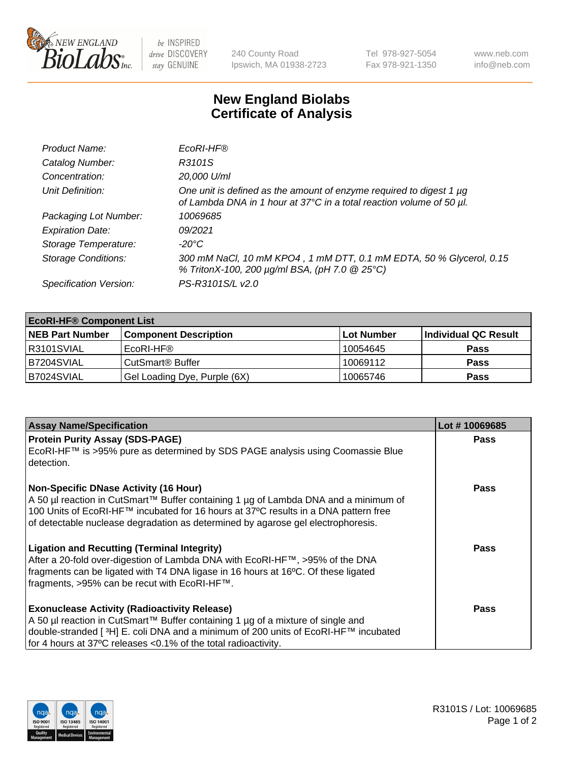# New England Biolabs
# Certificate of Analysis

| | |
|---|---|
| *Product Name:* | *EcoRI-HF®* |
| *Catalog Number:* | *R3101S* |
| *Concentration:* | *20,000 U/ml* |
| *Unit Definition:* | *One unit is defined as the amount of enzyme required to digest 1 µg of Lambda DNA in 1 hour at 37°C in a total reaction volume of 50 µl.* |
| *Packaging Lot Number:* | *10069685* |
| *Expiration Date:* | *09/2021* |
| *Storage Temperature:* | *-20°C* |
| *Storage Conditions:* | *300 mM NaCl, 10 mM KPO4 , 1 mM DTT, 0.1 mM EDTA, 50 % Glycerol, 0.15 % TritonX-100, 200 µg/ml BSA, (pH 7.0 @ 25°C)* |
| *Specification Version:* | *PS-R3101S/L v2.0* |

| **EcoRI-HF® Component List** | | | |
|---|---|---|---|
| **NEB Part Number** | **Component Description** | **Lot Number** | **Individual QC Result** |
| R3101SVIAL | EcoRI-HF® | 10054645 | **Pass** |
| B7204SVIAL | CutSmart® Buffer | 10069112 | **Pass** |
| B7024SVIAL | Gel Loading Dye, Purple (6X) | 10065746 | **Pass** |

| **Assay Name/Specification** | **Lot # 10069685** |
|---|---|
| **Protein Purity Assay (SDS-PAGE)**<br>EcoRI-HF™ is >95% pure as determined by SDS PAGE analysis using Coomassie Blue detection. | **Pass** |
| **Non-Specific DNase Activity (16 Hour)**<br>A 50 µl reaction in CutSmart™ Buffer containing 1 µg of Lambda DNA and a minimum of 100 Units of EcoRI-HF™ incubated for 16 hours at 37ºC results in a DNA pattern free of detectable nuclease degradation as determined by agarose gel electrophoresis. | **Pass** |
| **Ligation and Recutting (Terminal Integrity)**<br>After a 20-fold over-digestion of Lambda DNA with EcoRI-HF™, >95% of the DNA fragments can be ligated with T4 DNA ligase in 16 hours at 16ºC. Of these ligated fragments, >95% can be recut with EcoRI-HF™. | **Pass** |
| **Exonuclease Activity (Radioactivity Release)**<br>A 50 µl reaction in CutSmart™ Buffer containing 1 µg of a mixture of single and double-stranded [ $^3$H] E. coli DNA and a minimum of 200 units of EcoRI-HF™ incubated for 4 hours at 37ºC releases <0.1% of the total radioactivity. | **Pass** |

R3101S / Lot: 10069685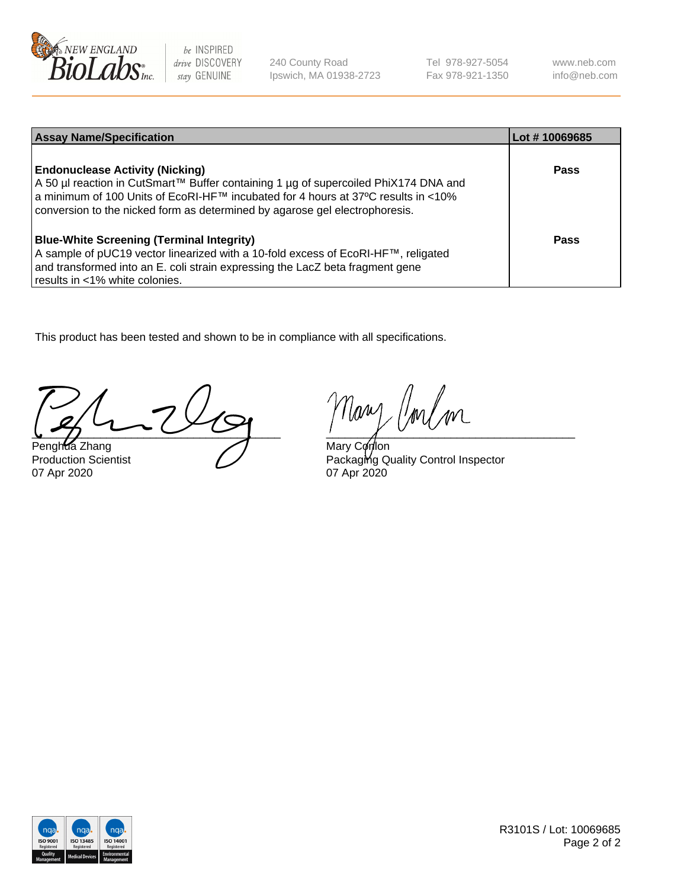be INSPIRED drive DISCOVERY stay GENUINE

240 County Road
Ipswich, MA 01938-2723

Tel 978-927-5054
Fax 978-921-1350

www.neb.com
info@neb.com

| Assay Name/Specification | Lot # 10069685 |
|---|---|
| **Endonuclease Activity (Nicking)**<br>A 50 µl reaction in CutSmart™ Buffer containing 1 µg of supercoiled PhiX174 DNA and a minimum of 100 Units of EcoRI-HF™ incubated for 4 hours at 37ºC results in <10% conversion to the nicked form as determined by agarose gel electrophoresis. | **Pass** |
| **Blue-White Screening (Terminal Integrity)**<br>A sample of pUC19 vector linearized with a 10-fold excess of EcoRI-HF™, religated and transformed into an E. coli strain expressing the LacZ beta fragment gene results in <1% white colonies. | **Pass** |

This product has been tested and shown to be in compliance with all specifications.

Penghua Zhang
Production Scientist
07 Apr 2020

Mary Conlon
Packaging Quality Control Inspector
07 Apr 2020

R3101S / Lot: 10069685